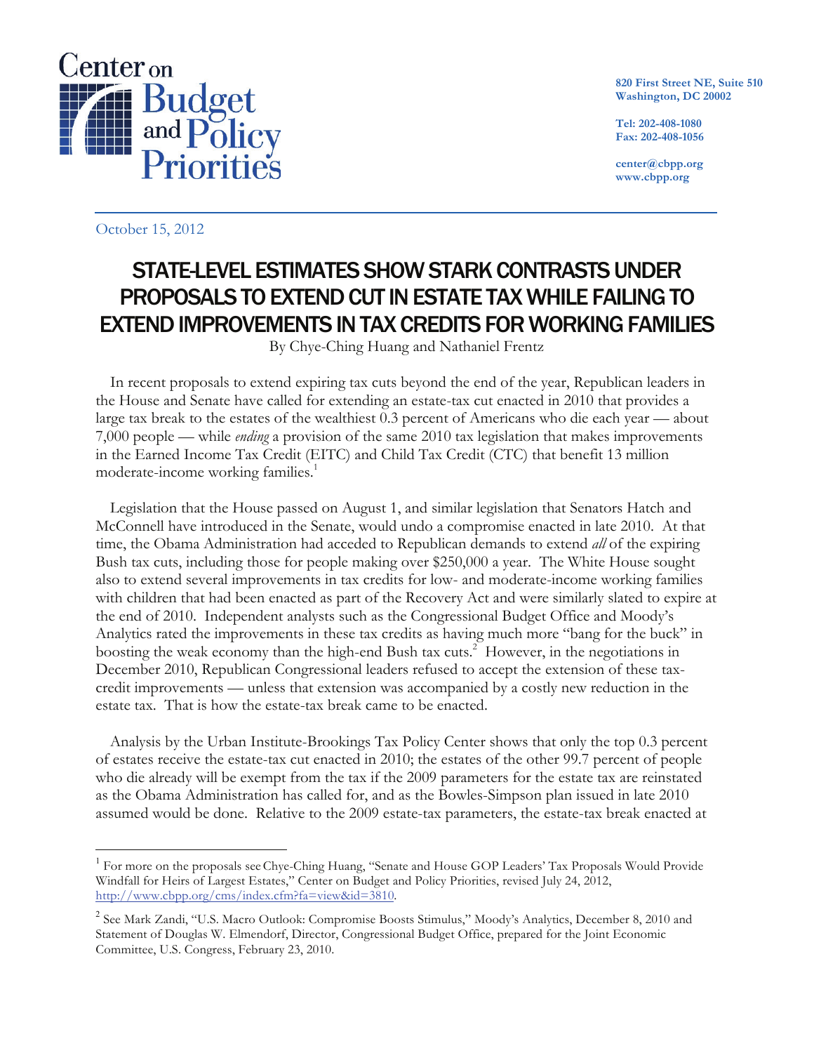Center on Budget and Policy Priorities

820 First Street NE, Suite 510
Washington, DC 20002

Tel: 202-408-1080
Fax: 202-408-1056

center@cbpp.org
www.cbpp.org

October 15, 2012

# STATE-LEVEL ESTIMATES SHOW STARK CONTRASTS UNDER PROPOSALS TO EXTEND CUT IN ESTATE TAX WHILE FAILING TO EXTEND IMPROVEMENTS IN TAX CREDITS FOR WORKING FAMILIES

By Chye-Ching Huang and Nathaniel Frentz

In recent proposals to extend expiring tax cuts beyond the end of the year, Republican leaders in the House and Senate have called for extending an estate-tax cut enacted in 2010 that provides a large tax break to the estates of the wealthiest 0.3 percent of Americans who die each year — about 7,000 people — while *ending* a provision of the same 2010 tax legislation that makes improvements in the Earned Income Tax Credit (EITC) and Child Tax Credit (CTC) that benefit 13 million moderate-income working families.[1]

Legislation that the House passed on August 1, and similar legislation that Senators Hatch and McConnell have introduced in the Senate, would undo a compromise enacted in late 2010. At that time, the Obama Administration had acceded to Republican demands to extend *all* of the expiring Bush tax cuts, including those for people making over $250,000 a year. The White House sought also to extend several improvements in tax credits for low- and moderate-income working families with children that had been enacted as part of the Recovery Act and were similarly slated to expire at the end of 2010. Independent analysts such as the Congressional Budget Office and Moody's Analytics rated the improvements in these tax credits as having much more "bang for the buck" in boosting the weak economy than the high-end Bush tax cuts.[2] However, in the negotiations in December 2010, Republican Congressional leaders refused to accept the extension of these tax-credit improvements — unless that extension was accompanied by a costly new reduction in the estate tax. That is how the estate-tax break came to be enacted.

Analysis by the Urban Institute-Brookings Tax Policy Center shows that only the top 0.3 percent of estates receive the estate-tax cut enacted in 2010; the estates of the other 99.7 percent of people who die already will be exempt from the tax if the 2009 parameters for the estate tax are reinstated as the Obama Administration has called for, and as the Bowles-Simpson plan issued in late 2010 assumed would be done. Relative to the 2009 estate-tax parameters, the estate-tax break enacted at

---

[1] For more on the proposals see Chye-Ching Huang, "Senate and House GOP Leaders' Tax Proposals Would Provide Windfall for Heirs of Largest Estates," Center on Budget and Policy Priorities, revised July 24, 2012, http://www.cbpp.org/cms/index.cfm?fa=view&id=3810.

[2] See Mark Zandi, "U.S. Macro Outlook: Compromise Boosts Stimulus," Moody's Analytics, December 8, 2010 and Statement of Douglas W. Elmendorf, Director, Congressional Budget Office, prepared for the Joint Economic Committee, U.S. Congress, February 23, 2010.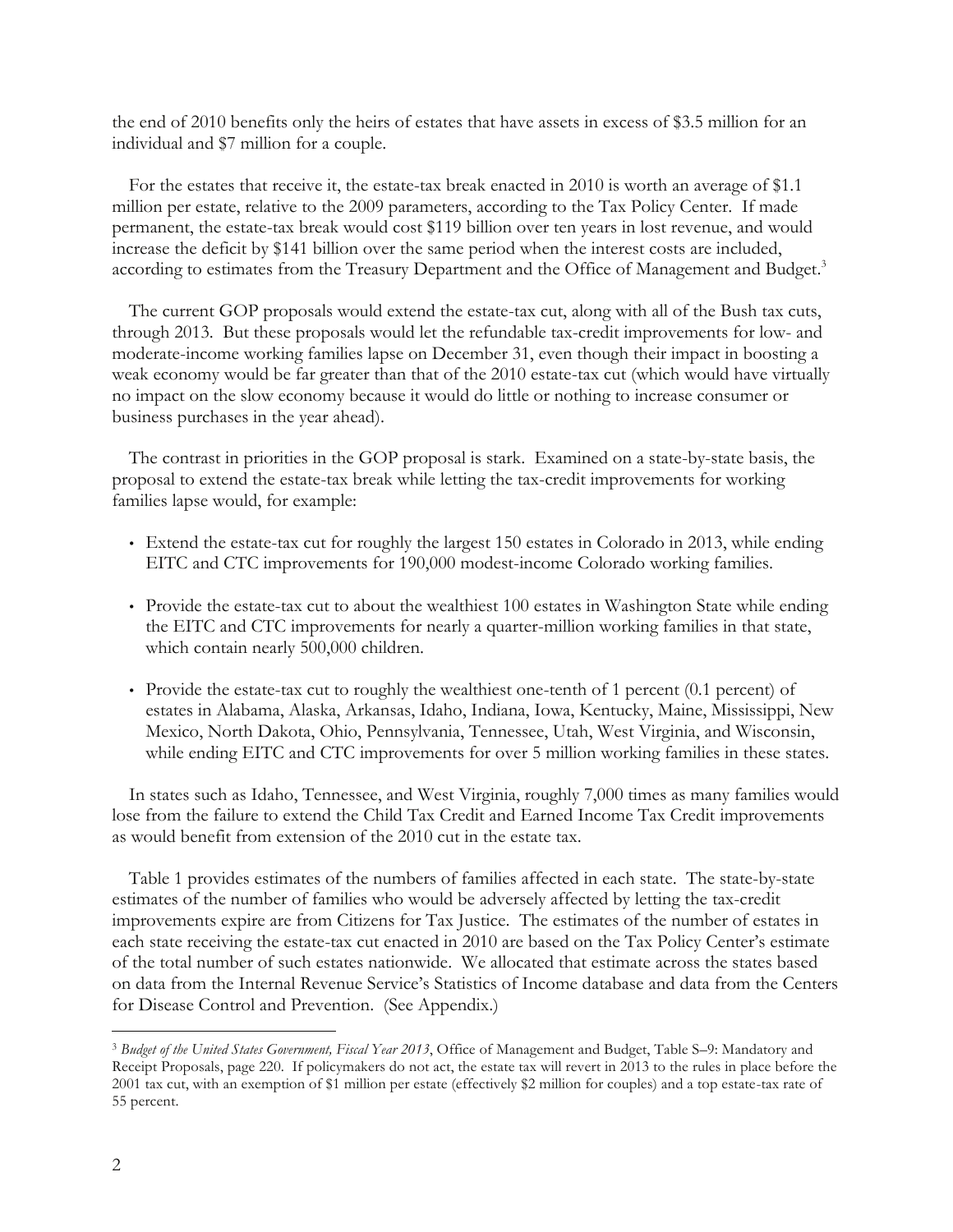the end of 2010 benefits only the heirs of estates that have assets in excess of $3.5 million for an individual and $7 million for a couple.

For the estates that receive it, the estate-tax break enacted in 2010 is worth an average of $1.1 million per estate, relative to the 2009 parameters, according to the Tax Policy Center. If made permanent, the estate-tax break would cost $119 billion over ten years in lost revenue, and would increase the deficit by $141 billion over the same period when the interest costs are included, according to estimates from the Treasury Department and the Office of Management and Budget.[3]

The current GOP proposals would extend the estate-tax cut, along with all of the Bush tax cuts, through 2013. But these proposals would let the refundable tax-credit improvements for low- and moderate-income working families lapse on December 31, even though their impact in boosting a weak economy would be far greater than that of the 2010 estate-tax cut (which would have virtually no impact on the slow economy because it would do little or nothing to increase consumer or business purchases in the year ahead).

The contrast in priorities in the GOP proposal is stark. Examined on a state-by-state basis, the proposal to extend the estate-tax break while letting the tax-credit improvements for working families lapse would, for example:

- Extend the estate-tax cut for roughly the largest 150 estates in Colorado in 2013, while ending EITC and CTC improvements for 190,000 modest-income Colorado working families.
- Provide the estate-tax cut to about the wealthiest 100 estates in Washington State while ending the EITC and CTC improvements for nearly a quarter-million working families in that state, which contain nearly 500,000 children.
- Provide the estate-tax cut to roughly the wealthiest one-tenth of 1 percent (0.1 percent) of estates in Alabama, Alaska, Arkansas, Idaho, Indiana, Iowa, Kentucky, Maine, Mississippi, New Mexico, North Dakota, Ohio, Pennsylvania, Tennessee, Utah, West Virginia, and Wisconsin, while ending EITC and CTC improvements for over 5 million working families in these states.

In states such as Idaho, Tennessee, and West Virginia, roughly 7,000 times as many families would lose from the failure to extend the Child Tax Credit and Earned Income Tax Credit improvements as would benefit from extension of the 2010 cut in the estate tax.

Table 1 provides estimates of the numbers of families affected in each state. The state-by-state estimates of the number of families who would be adversely affected by letting the tax-credit improvements expire are from Citizens for Tax Justice. The estimates of the number of estates in each state receiving the estate-tax cut enacted in 2010 are based on the Tax Policy Center's estimate of the total number of such estates nationwide. We allocated that estimate across the states based on data from the Internal Revenue Service's Statistics of Income database and data from the Centers for Disease Control and Prevention. (See Appendix.)

---

[3] *Budget of the United States Government, Fiscal Year 2013*, Office of Management and Budget, Table S–9: Mandatory and Receipt Proposals, page 220. If policymakers do not act, the estate tax will revert in 2013 to the rules in place before the 2001 tax cut, with an exemption of $1 million per estate (effectively $2 million for couples) and a top estate-tax rate of 55 percent.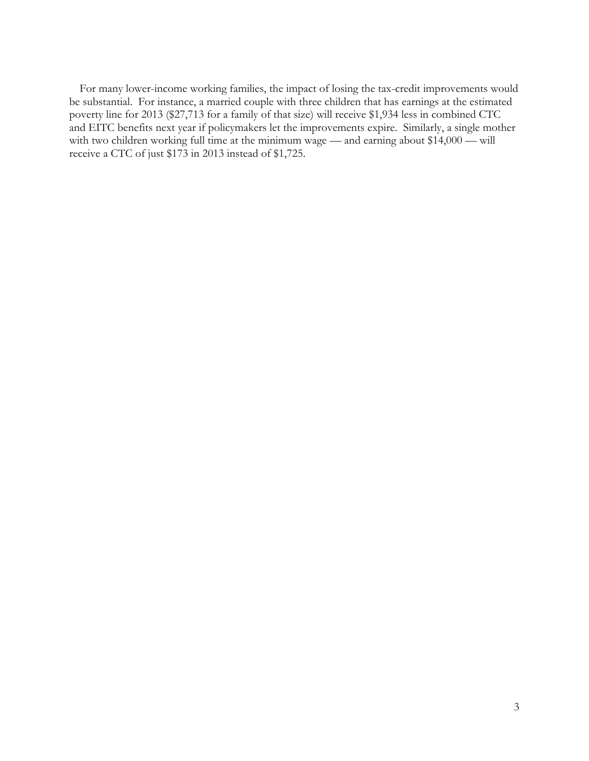For many lower-income working families, the impact of losing the tax-credit improvements would be substantial. For instance, a married couple with three children that has earnings at the estimated poverty line for 2013 ($27,713 for a family of that size) will receive $1,934 less in combined CTC and EITC benefits next year if policymakers let the improvements expire. Similarly, a single mother with two children working full time at the minimum wage — and earning about $14,000 — will receive a CTC of just $173 in 2013 instead of $1,725.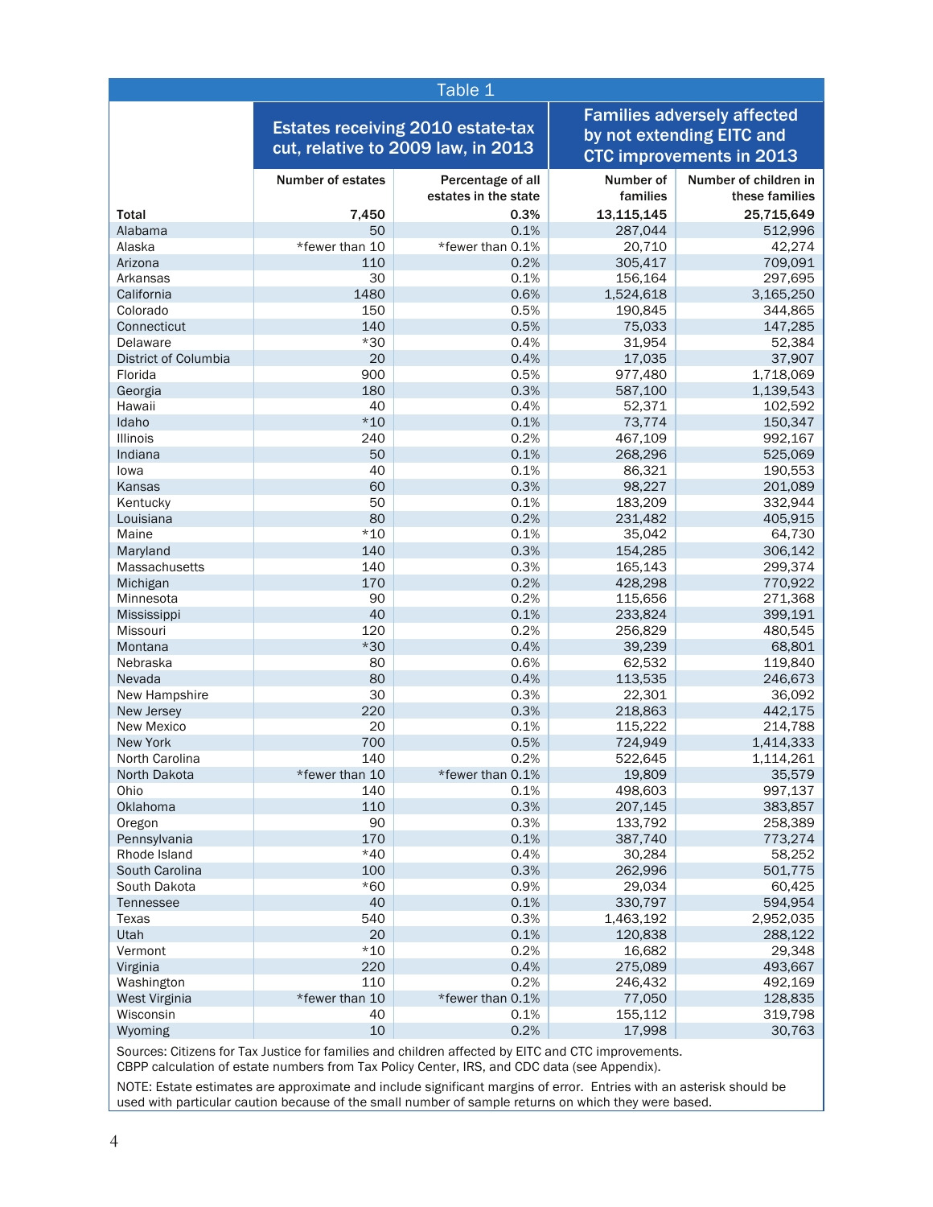## Table 1

| | Estates receiving 2010 estate-tax cut, relative to 2009 law, in 2013 | | Families adversely affected by not extending EITC and CTC improvements in 2013 | |
|---|---|---|---|---|
| | Number of estates | Percentage of all estates in the state | Number of families | Number of children in these families |
| **Total** | **7,450** | **0.3%** | **13,115,145** | **25,715,649** |
| Alabama | 50 | 0.1% | 287,044 | 512,996 |
| Alaska | *fewer than 10 | *fewer than 0.1% | 20,710 | 42,274 |
| Arizona | 110 | 0.2% | 305,417 | 709,091 |
| Arkansas | 30 | 0.1% | 156,164 | 297,695 |
| California | 1480 | 0.6% | 1,524,618 | 3,165,250 |
| Colorado | 150 | 0.5% | 190,845 | 344,865 |
| Connecticut | 140 | 0.5% | 75,033 | 147,285 |
| Delaware | *30 | 0.4% | 31,954 | 52,384 |
| District of Columbia | 20 | 0.4% | 17,035 | 37,907 |
| Florida | 900 | 0.5% | 977,480 | 1,718,069 |
| Georgia | 180 | 0.3% | 587,100 | 1,139,543 |
| Hawaii | 40 | 0.4% | 52,371 | 102,592 |
| Idaho | *10 | 0.1% | 73,774 | 150,347 |
| Illinois | 240 | 0.2% | 467,109 | 992,167 |
| Indiana | 50 | 0.1% | 268,296 | 525,069 |
| Iowa | 40 | 0.1% | 86,321 | 190,553 |
| Kansas | 60 | 0.3% | 98,227 | 201,089 |
| Kentucky | 50 | 0.1% | 183,209 | 332,944 |
| Louisiana | 80 | 0.2% | 231,482 | 405,915 |
| Maine | *10 | 0.1% | 35,042 | 64,730 |
| Maryland | 140 | 0.3% | 154,285 | 306,142 |
| Massachusetts | 140 | 0.3% | 165,143 | 299,374 |
| Michigan | 170 | 0.2% | 428,298 | 770,922 |
| Minnesota | 90 | 0.2% | 115,656 | 271,368 |
| Mississippi | 40 | 0.1% | 233,824 | 399,191 |
| Missouri | 120 | 0.2% | 256,829 | 480,545 |
| Montana | *30 | 0.4% | 39,239 | 68,801 |
| Nebraska | 80 | 0.6% | 62,532 | 119,840 |
| Nevada | 80 | 0.4% | 113,535 | 246,673 |
| New Hampshire | 30 | 0.3% | 22,301 | 36,092 |
| New Jersey | 220 | 0.3% | 218,863 | 442,175 |
| New Mexico | 20 | 0.1% | 115,222 | 214,788 |
| New York | 700 | 0.5% | 724,949 | 1,414,333 |
| North Carolina | 140 | 0.2% | 522,645 | 1,114,261 |
| North Dakota | *fewer than 10 | *fewer than 0.1% | 19,809 | 35,579 |
| Ohio | 140 | 0.1% | 498,603 | 997,137 |
| Oklahoma | 110 | 0.3% | 207,145 | 383,857 |
| Oregon | 90 | 0.3% | 133,792 | 258,389 |
| Pennsylvania | 170 | 0.1% | 387,740 | 773,274 |
| Rhode Island | *40 | 0.4% | 30,284 | 58,252 |
| South Carolina | 100 | 0.3% | 262,996 | 501,775 |
| South Dakota | *60 | 0.9% | 29,034 | 60,425 |
| Tennessee | 40 | 0.1% | 330,797 | 594,954 |
| Texas | 540 | 0.3% | 1,463,192 | 2,952,035 |
| Utah | 20 | 0.1% | 120,838 | 288,122 |
| Vermont | *10 | 0.2% | 16,682 | 29,348 |
| Virginia | 220 | 0.4% | 275,089 | 493,667 |
| Washington | 110 | 0.2% | 246,432 | 492,169 |
| West Virginia | *fewer than 10 | *fewer than 0.1% | 77,050 | 128,835 |
| Wisconsin | 40 | 0.1% | 155,112 | 319,798 |
| Wyoming | 10 | 0.2% | 17,998 | 30,763 |

Sources: Citizens for Tax Justice for families and children affected by EITC and CTC improvements. CBPP calculation of estate numbers from Tax Policy Center, IRS, and CDC data (see Appendix).

NOTE: Estate estimates are approximate and include significant margins of error. Entries with an asterisk should be used with particular caution because of the small number of sample returns on which they were based.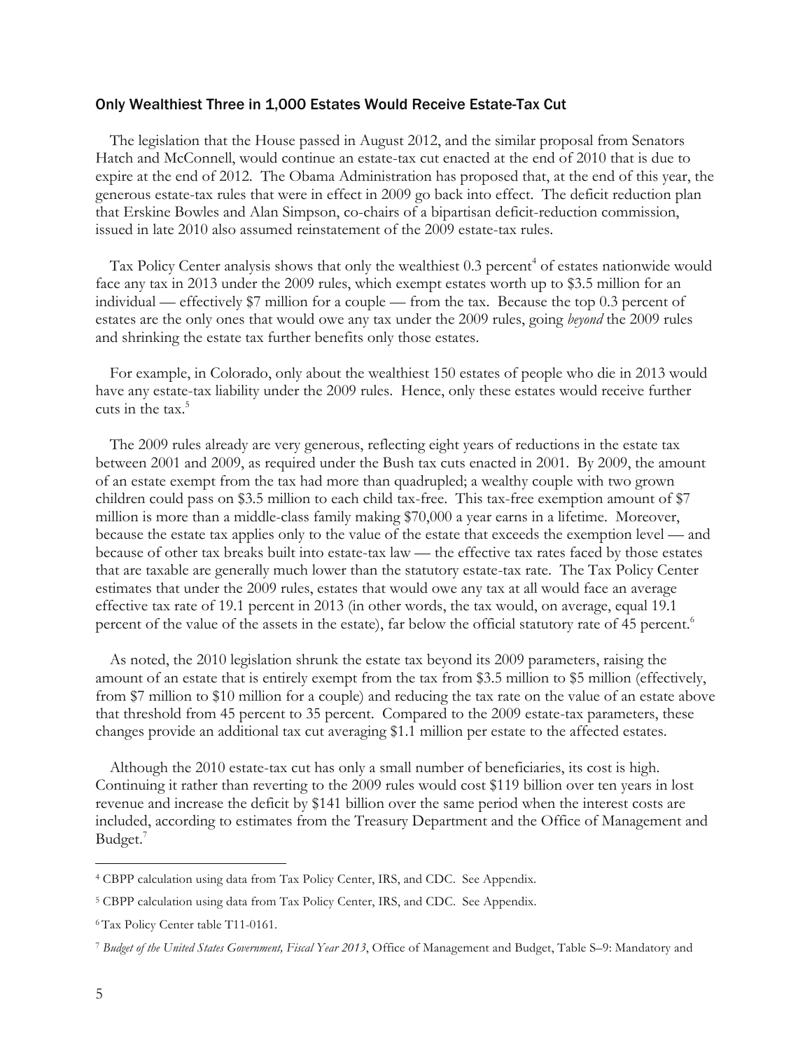## Only Wealthiest Three in 1,000 Estates Would Receive Estate-Tax Cut

The legislation that the House passed in August 2012, and the similar proposal from Senators Hatch and McConnell, would continue an estate-tax cut enacted at the end of 2010 that is due to expire at the end of 2012. The Obama Administration has proposed that, at the end of this year, the generous estate-tax rules that were in effect in 2009 go back into effect. The deficit reduction plan that Erskine Bowles and Alan Simpson, co-chairs of a bipartisan deficit-reduction commission, issued in late 2010 also assumed reinstatement of the 2009 estate-tax rules.

Tax Policy Center analysis shows that only the wealthiest 0.3 percent[4] of estates nationwide would face any tax in 2013 under the 2009 rules, which exempt estates worth up to $3.5 million for an individual — effectively $7 million for a couple — from the tax. Because the top 0.3 percent of estates are the only ones that would owe any tax under the 2009 rules, going *beyond* the 2009 rules and shrinking the estate tax further benefits only those estates.

For example, in Colorado, only about the wealthiest 150 estates of people who die in 2013 would have any estate-tax liability under the 2009 rules. Hence, only these estates would receive further cuts in the tax.[5]

The 2009 rules already are very generous, reflecting eight years of reductions in the estate tax between 2001 and 2009, as required under the Bush tax cuts enacted in 2001. By 2009, the amount of an estate exempt from the tax had more than quadrupled; a wealthy couple with two grown children could pass on $3.5 million to each child tax-free. This tax-free exemption amount of $7 million is more than a middle-class family making $70,000 a year earns in a lifetime. Moreover, because the estate tax applies only to the value of the estate that exceeds the exemption level — and because of other tax breaks built into estate-tax law — the effective tax rates faced by those estates that are taxable are generally much lower than the statutory estate-tax rate. The Tax Policy Center estimates that under the 2009 rules, estates that would owe any tax at all would face an average effective tax rate of 19.1 percent in 2013 (in other words, the tax would, on average, equal 19.1 percent of the value of the assets in the estate), far below the official statutory rate of 45 percent.[6]

As noted, the 2010 legislation shrunk the estate tax beyond its 2009 parameters, raising the amount of an estate that is entirely exempt from the tax from $3.5 million to $5 million (effectively, from $7 million to $10 million for a couple) and reducing the tax rate on the value of an estate above that threshold from 45 percent to 35 percent. Compared to the 2009 estate-tax parameters, these changes provide an additional tax cut averaging $1.1 million per estate to the affected estates.

Although the 2010 estate-tax cut has only a small number of beneficiaries, its cost is high. Continuing it rather than reverting to the 2009 rules would cost $119 billion over ten years in lost revenue and increase the deficit by $141 billion over the same period when the interest costs are included, according to estimates from the Treasury Department and the Office of Management and Budget.[7]

---

[4] CBPP calculation using data from Tax Policy Center, IRS, and CDC. See Appendix.

[5] CBPP calculation using data from Tax Policy Center, IRS, and CDC. See Appendix.

[6] Tax Policy Center table T11-0161.

[7] *Budget of the United States Government, Fiscal Year 2013*, Office of Management and Budget, Table S–9: Mandatory and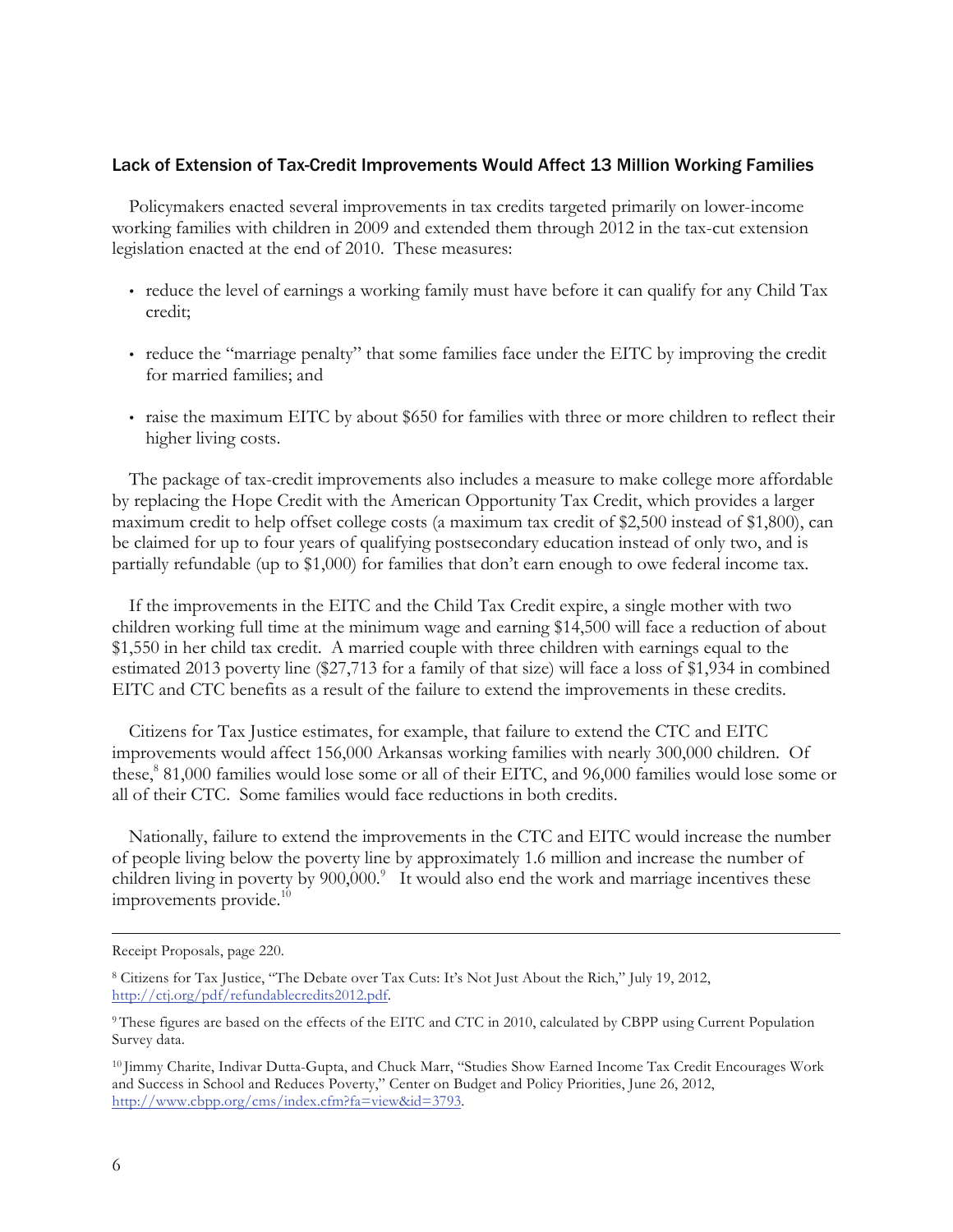## Lack of Extension of Tax-Credit Improvements Would Affect 13 Million Working Families

Policymakers enacted several improvements in tax credits targeted primarily on lower-income working families with children in 2009 and extended them through 2012 in the tax-cut extension legislation enacted at the end of 2010. These measures:

- reduce the level of earnings a working family must have before it can qualify for any Child Tax credit;
- reduce the "marriage penalty" that some families face under the EITC by improving the credit for married families; and
- raise the maximum EITC by about $650 for families with three or more children to reflect their higher living costs.

The package of tax-credit improvements also includes a measure to make college more affordable by replacing the Hope Credit with the American Opportunity Tax Credit, which provides a larger maximum credit to help offset college costs (a maximum tax credit of $2,500 instead of $1,800), can be claimed for up to four years of qualifying postsecondary education instead of only two, and is partially refundable (up to $1,000) for families that don't earn enough to owe federal income tax.

If the improvements in the EITC and the Child Tax Credit expire, a single mother with two children working full time at the minimum wage and earning $14,500 will face a reduction of about $1,550 in her child tax credit. A married couple with three children with earnings equal to the estimated 2013 poverty line ($27,713 for a family of that size) will face a loss of $1,934 in combined EITC and CTC benefits as a result of the failure to extend the improvements in these credits.

Citizens for Tax Justice estimates, for example, that failure to extend the CTC and EITC improvements would affect 156,000 Arkansas working families with nearly 300,000 children. Of these,[8] 81,000 families would lose some or all of their EITC, and 96,000 families would lose some or all of their CTC. Some families would face reductions in both credits.

Nationally, failure to extend the improvements in the CTC and EITC would increase the number of people living below the poverty line by approximately 1.6 million and increase the number of children living in poverty by 900,000.[9] It would also end the work and marriage incentives these improvements provide.[10]

---

Receipt Proposals, page 220.

[8] Citizens for Tax Justice, "The Debate over Tax Cuts: It's Not Just About the Rich," July 19, 2012, http://ctj.org/pdf/refundablecredits2012.pdf.

[9] These figures are based on the effects of the EITC and CTC in 2010, calculated by CBPP using Current Population Survey data.

[10] Jimmy Charite, Indivar Dutta-Gupta, and Chuck Marr, "Studies Show Earned Income Tax Credit Encourages Work and Success in School and Reduces Poverty," Center on Budget and Policy Priorities, June 26, 2012, http://www.cbpp.org/cms/index.cfm?fa=view&id=3793.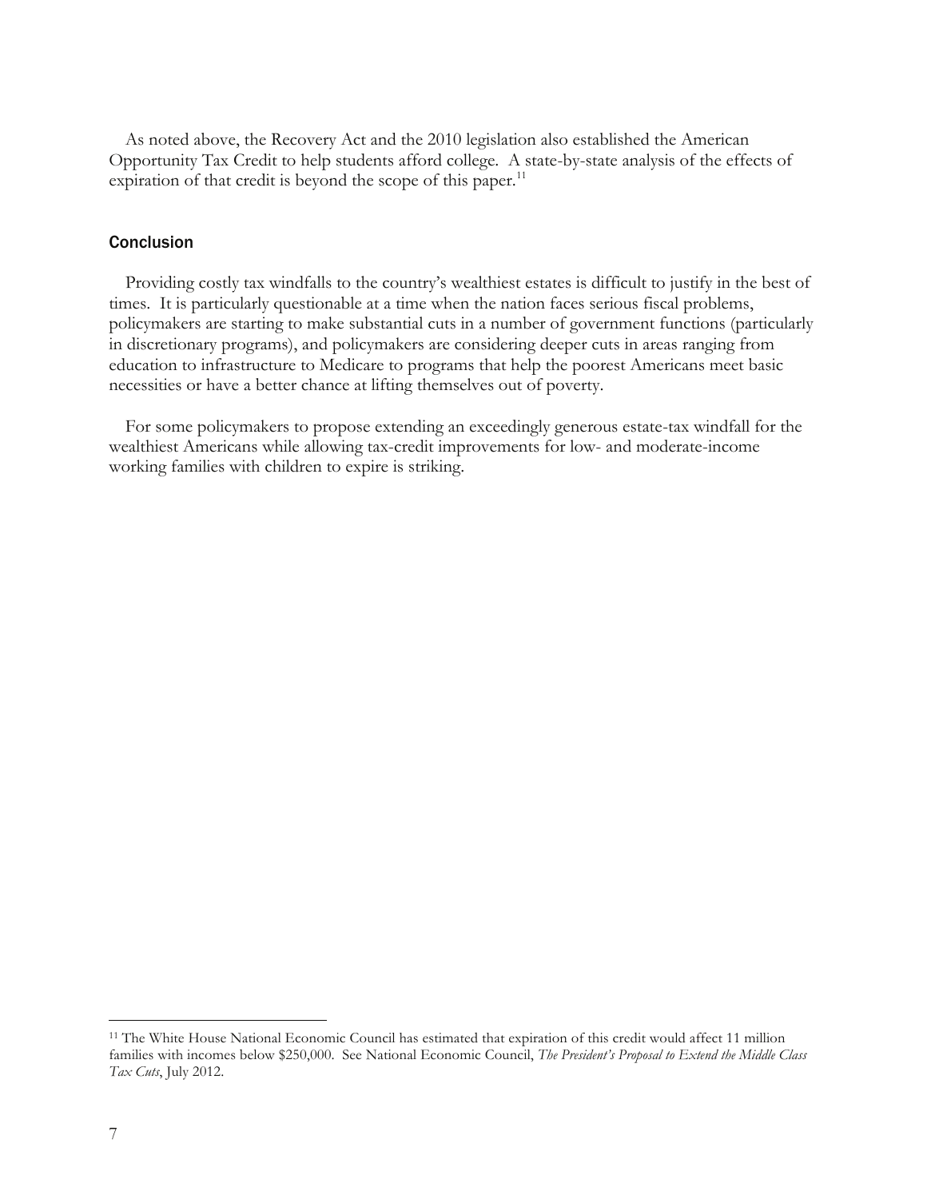As noted above, the Recovery Act and the 2010 legislation also established the American Opportunity Tax Credit to help students afford college. A state-by-state analysis of the effects of expiration of that credit is beyond the scope of this paper.[11]

## Conclusion

Providing costly tax windfalls to the country's wealthiest estates is difficult to justify in the best of times. It is particularly questionable at a time when the nation faces serious fiscal problems, policymakers are starting to make substantial cuts in a number of government functions (particularly in discretionary programs), and policymakers are considering deeper cuts in areas ranging from education to infrastructure to Medicare to programs that help the poorest Americans meet basic necessities or have a better chance at lifting themselves out of poverty.

For some policymakers to propose extending an exceedingly generous estate-tax windfall for the wealthiest Americans while allowing tax-credit improvements for low- and moderate-income working families with children to expire is striking.

---

[11] The White House National Economic Council has estimated that expiration of this credit would affect 11 million families with incomes below $250,000. See National Economic Council, *The President's Proposal to Extend the Middle Class Tax Cuts*, July 2012.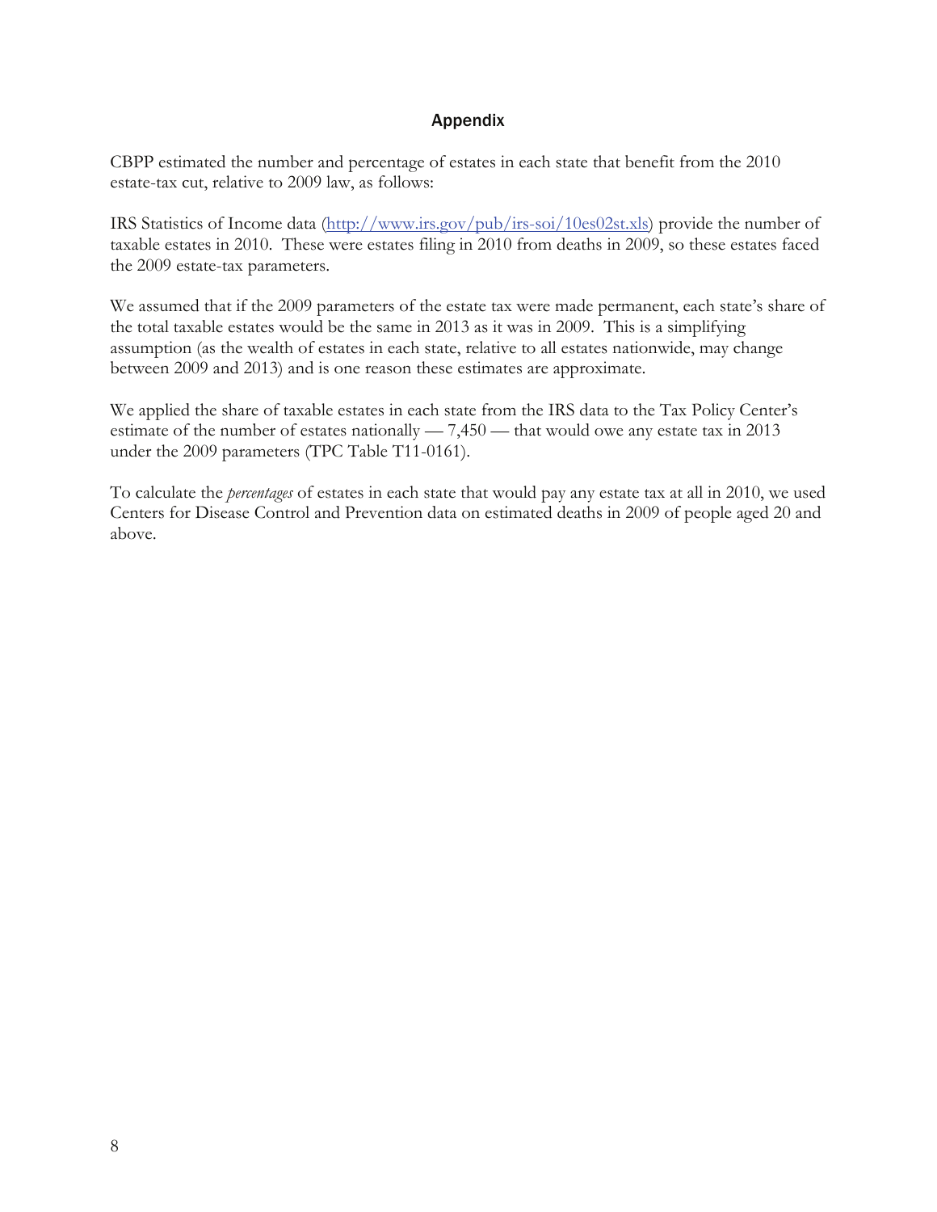## Appendix

CBPP estimated the number and percentage of estates in each state that benefit from the 2010 estate-tax cut, relative to 2009 law, as follows:

IRS Statistics of Income data (http://www.irs.gov/pub/irs-soi/10es02st.xls) provide the number of taxable estates in 2010. These were estates filing in 2010 from deaths in 2009, so these estates faced the 2009 estate-tax parameters.

We assumed that if the 2009 parameters of the estate tax were made permanent, each state's share of the total taxable estates would be the same in 2013 as it was in 2009. This is a simplifying assumption (as the wealth of estates in each state, relative to all estates nationwide, may change between 2009 and 2013) and is one reason these estimates are approximate.

We applied the share of taxable estates in each state from the IRS data to the Tax Policy Center's estimate of the number of estates nationally — 7,450 — that would owe any estate tax in 2013 under the 2009 parameters (TPC Table T11-0161).

To calculate the *percentages* of estates in each state that would pay any estate tax at all in 2010, we used Centers for Disease Control and Prevention data on estimated deaths in 2009 of people aged 20 and above.